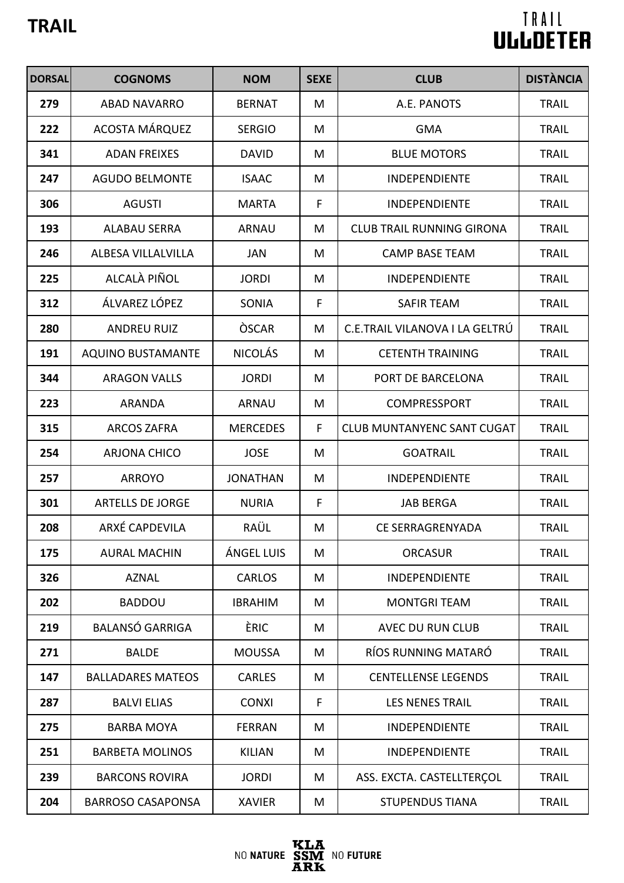# TRAIL

TRAIL ULLDETER

| DORSAL | COGNOMS | NOM | SEXE | CLUB | DISTÀNCIA |
|---|---|---|---|---|---|
| 279 | ABAD NAVARRO | BERNAT | M | A.E. PANOTS | TRAIL |
| 222 | ACOSTA MÁRQUEZ | SERGIO | M | GMA | TRAIL |
| 341 | ADAN FREIXES | DAVID | M | BLUE MOTORS | TRAIL |
| 247 | AGUDO BELMONTE | ISAAC | M | INDEPENDIENTE | TRAIL |
| 306 | AGUSTI | MARTA | F | INDEPENDIENTE | TRAIL |
| 193 | ALABAU SERRA | ARNAU | M | CLUB TRAIL RUNNING GIRONA | TRAIL |
| 246 | ALBESA VILLALVILLA | JAN | M | CAMP BASE TEAM | TRAIL |
| 225 | ALCALÀ PIÑOL | JORDI | M | INDEPENDIENTE | TRAIL |
| 312 | ÁLVAREZ LÓPEZ | SONIA | F | SAFIR TEAM | TRAIL |
| 280 | ANDREU RUIZ | ÒSCAR | M | C.E.TRAIL VILANOVA I LA GELTRÚ | TRAIL |
| 191 | AQUINO BUSTAMANTE | NICOLÁS | M | CETENTH TRAINING | TRAIL |
| 344 | ARAGON VALLS | JORDI | M | PORT DE BARCELONA | TRAIL |
| 223 | ARANDA | ARNAU | M | COMPRESSPORT | TRAIL |
| 315 | ARCOS ZAFRA | MERCEDES | F | CLUB MUNTANYENC SANT CUGAT | TRAIL |
| 254 | ARJONA CHICO | JOSE | M | GOATRAIL | TRAIL |
| 257 | ARROYO | JONATHAN | M | INDEPENDIENTE | TRAIL |
| 301 | ARTELLS DE JORGE | NURIA | F | JAB BERGA | TRAIL |
| 208 | ARXÉ CAPDEVILA | RAÜL | M | CE SERRAGRENYADA | TRAIL |
| 175 | AURAL MACHIN | ÁNGEL LUIS | M | ORCASUR | TRAIL |
| 326 | AZNAL | CARLOS | M | INDEPENDIENTE | TRAIL |
| 202 | BADDOU | IBRAHIM | M | MONTGRI TEAM | TRAIL |
| 219 | BALANSÓ GARRIGA | ÈRIC | M | AVEC DU RUN CLUB | TRAIL |
| 271 | BALDE | MOUSSA | M | RÍOS RUNNING MATARÓ | TRAIL |
| 147 | BALLADARES MATEOS | CARLES | M | CENTELLENSE LEGENDS | TRAIL |
| 287 | BALVI ELIAS | CONXI | F | LES NENES TRAIL | TRAIL |
| 275 | BARBA MOYA | FERRAN | M | INDEPENDIENTE | TRAIL |
| 251 | BARBETA MOLINOS | KILIAN | M | INDEPENDIENTE | TRAIL |
| 239 | BARCONS ROVIRA | JORDI | M | ASS. EXCTA. CASTELLTERÇOL | TRAIL |
| 204 | BARROSO CASAPONSA | XAVIER | M | STUPENDUS TIANA | TRAIL |

NO NATURE KLASSMARK NO FUTURE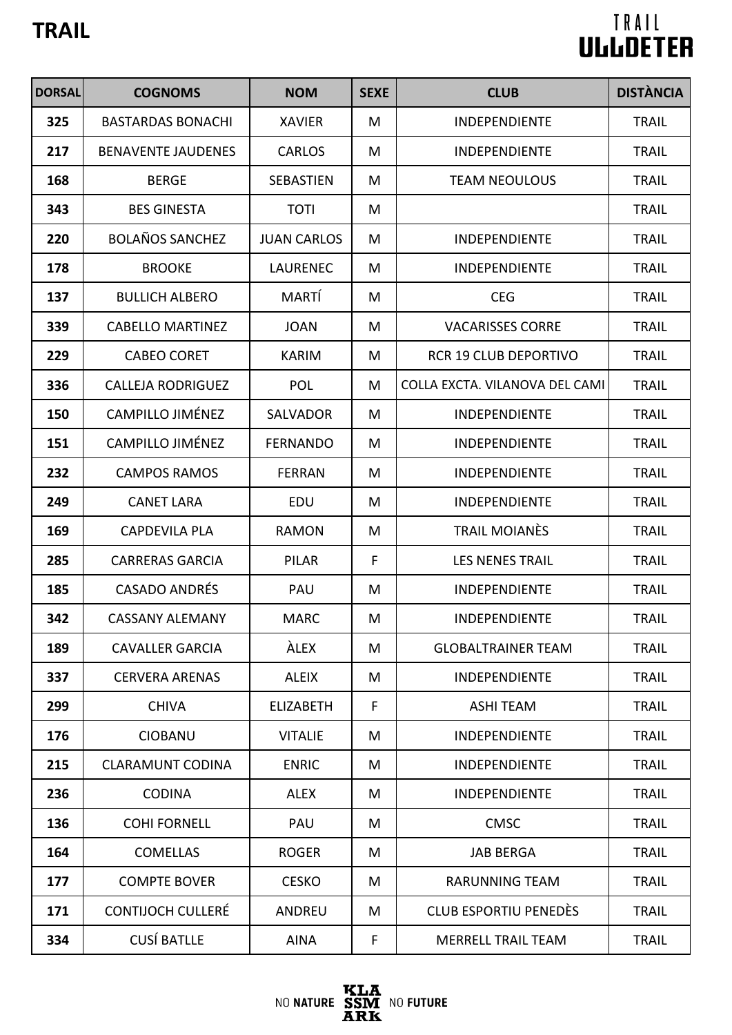# TRAIL

| DORSAL | COGNOMS | NOM | SEXE | CLUB | DISTÀNCIA |
|---|---|---|---|---|---|
| 325 | BASTARDAS BONACHI | XAVIER | M | INDEPENDIENTE | TRAIL |
| 217 | BENAVENTE JAUDENES | CARLOS | M | INDEPENDIENTE | TRAIL |
| 168 | BERGE | SEBASTIEN | M | TEAM NEOULOUS | TRAIL |
| 343 | BES GINESTA | TOTI | M | | TRAIL |
| 220 | BOLAÑOS SANCHEZ | JUAN CARLOS | M | INDEPENDIENTE | TRAIL |
| 178 | BROOKE | LAURENEC | M | INDEPENDIENTE | TRAIL |
| 137 | BULLICH ALBERO | MARTÍ | M | CEG | TRAIL |
| 339 | CABELLO MARTINEZ | JOAN | M | VACARISSES CORRE | TRAIL |
| 229 | CABEO CORET | KARIM | M | RCR 19 CLUB DEPORTIVO | TRAIL |
| 336 | CALLEJA RODRIGUEZ | POL | M | COLLA EXCTA. VILANOVA DEL CAMI | TRAIL |
| 150 | CAMPILLO JIMÉNEZ | SALVADOR | M | INDEPENDIENTE | TRAIL |
| 151 | CAMPILLO JIMÉNEZ | FERNANDO | M | INDEPENDIENTE | TRAIL |
| 232 | CAMPOS RAMOS | FERRAN | M | INDEPENDIENTE | TRAIL |
| 249 | CANET LARA | EDU | M | INDEPENDIENTE | TRAIL |
| 169 | CAPDEVILA PLA | RAMON | M | TRAIL MOIANÈS | TRAIL |
| 285 | CARRERAS GARCIA | PILAR | F | LES NENES TRAIL | TRAIL |
| 185 | CASADO ANDRÉS | PAU | M | INDEPENDIENTE | TRAIL |
| 342 | CASSANY ALEMANY | MARC | M | INDEPENDIENTE | TRAIL |
| 189 | CAVALLER GARCIA | ÀLEX | M | GLOBALTRAINER TEAM | TRAIL |
| 337 | CERVERA ARENAS | ALEIX | M | INDEPENDIENTE | TRAIL |
| 299 | CHIVA | ELIZABETH | F | ASHI TEAM | TRAIL |
| 176 | CIOBANU | VITALIE | M | INDEPENDIENTE | TRAIL |
| 215 | CLARAMUNT CODINA | ENRIC | M | INDEPENDIENTE | TRAIL |
| 236 | CODINA | ALEX | M | INDEPENDIENTE | TRAIL |
| 136 | COHI FORNELL | PAU | M | CMSC | TRAIL |
| 164 | COMELLAS | ROGER | M | JAB BERGA | TRAIL |
| 177 | COMPTE BOVER | CESKO | M | RARUNNING TEAM | TRAIL |
| 171 | CONTIJOCH CULLERÉ | ANDREU | M | CLUB ESPORTIU PENEDÈS | TRAIL |
| 334 | CUSÍ BATLLE | AINA | F | MERRELL TRAIL TEAM | TRAIL |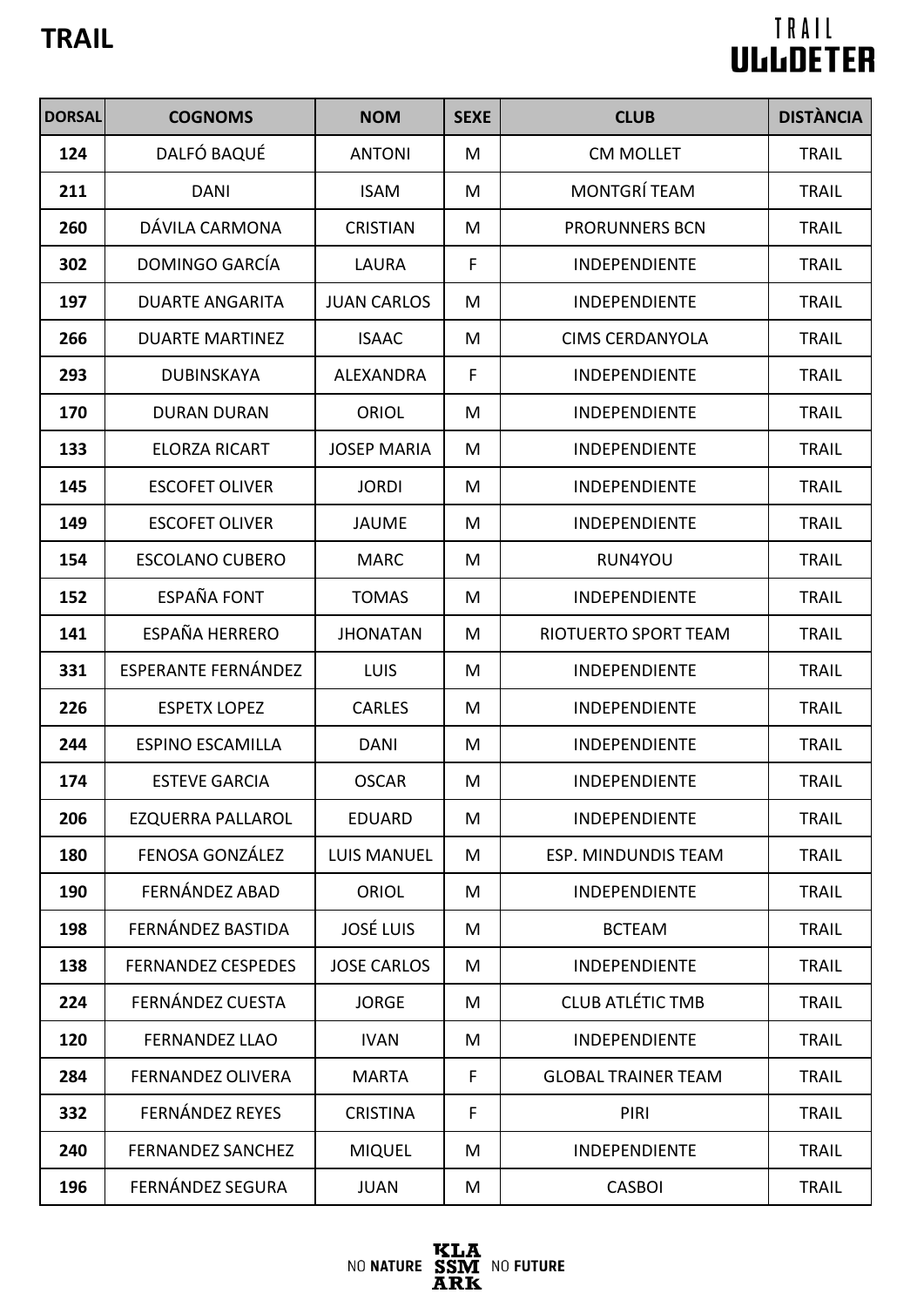# TRAIL

| DORSAL | COGNOMS | NOM | SEXE | CLUB | DISTÀNCIA |
|---|---|---|---|---|---|
| 124 | DALFÓ BAQUÉ | ANTONI | M | CM MOLLET | TRAIL |
| 211 | DANI | ISAM | M | MONTGRÍ TEAM | TRAIL |
| 260 | DÁVILA CARMONA | CRISTIAN | M | PRORUNNERS BCN | TRAIL |
| 302 | DOMINGO GARCÍA | LAURA | F | INDEPENDIENTE | TRAIL |
| 197 | DUARTE ANGARITA | JUAN CARLOS | M | INDEPENDIENTE | TRAIL |
| 266 | DUARTE MARTINEZ | ISAAC | M | CIMS CERDANYOLA | TRAIL |
| 293 | DUBINSKAYA | ALEXANDRA | F | INDEPENDIENTE | TRAIL |
| 170 | DURAN DURAN | ORIOL | M | INDEPENDIENTE | TRAIL |
| 133 | ELORZA RICART | JOSEP MARIA | M | INDEPENDIENTE | TRAIL |
| 145 | ESCOFET OLIVER | JORDI | M | INDEPENDIENTE | TRAIL |
| 149 | ESCOFET OLIVER | JAUME | M | INDEPENDIENTE | TRAIL |
| 154 | ESCOLANO CUBERO | MARC | M | RUN4YOU | TRAIL |
| 152 | ESPAÑA FONT | TOMAS | M | INDEPENDIENTE | TRAIL |
| 141 | ESPAÑA HERRERO | JHONATAN | M | RIOTUERTO SPORT TEAM | TRAIL |
| 331 | ESPERANTE FERNÁNDEZ | LUIS | M | INDEPENDIENTE | TRAIL |
| 226 | ESPETX LOPEZ | CARLES | M | INDEPENDIENTE | TRAIL |
| 244 | ESPINO ESCAMILLA | DANI | M | INDEPENDIENTE | TRAIL |
| 174 | ESTEVE GARCIA | OSCAR | M | INDEPENDIENTE | TRAIL |
| 206 | EZQUERRA PALLAROL | EDUARD | M | INDEPENDIENTE | TRAIL |
| 180 | FENOSA GONZÁLEZ | LUIS MANUEL | M | ESP. MINDUNDIS TEAM | TRAIL |
| 190 | FERNÁNDEZ ABAD | ORIOL | M | INDEPENDIENTE | TRAIL |
| 198 | FERNÁNDEZ BASTIDA | JOSÉ LUIS | M | BCTEAM | TRAIL |
| 138 | FERNANDEZ CESPEDES | JOSE CARLOS | M | INDEPENDIENTE | TRAIL |
| 224 | FERNÁNDEZ CUESTA | JORGE | M | CLUB ATLÉTIC TMB | TRAIL |
| 120 | FERNANDEZ LLAO | IVAN | M | INDEPENDIENTE | TRAIL |
| 284 | FERNANDEZ OLIVERA | MARTA | F | GLOBAL TRAINER TEAM | TRAIL |
| 332 | FERNÁNDEZ REYES | CRISTINA | F | PIRI | TRAIL |
| 240 | FERNANDEZ SANCHEZ | MIQUEL | M | INDEPENDIENTE | TRAIL |
| 196 | FERNÁNDEZ SEGURA | JUAN | M | CASBOI | TRAIL |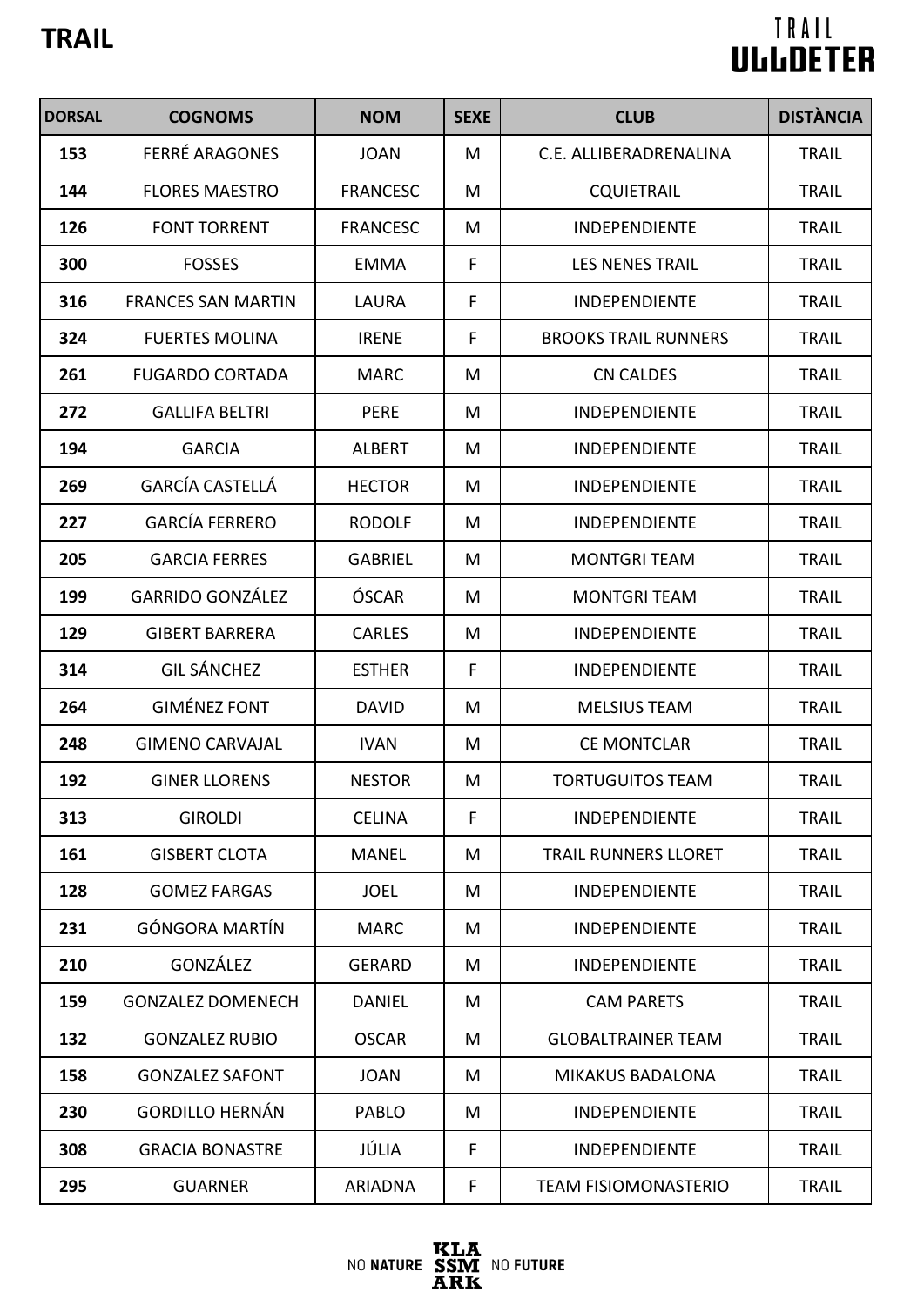# TRAIL

| DORSAL | COGNOMS | NOM | SEXE | CLUB | DISTÀNCIA |
|---|---|---|---|---|---|
| 153 | FERRÉ ARAGONES | JOAN | M | C.E. ALLIBERADRENALINA | TRAIL |
| 144 | FLORES MAESTRO | FRANCESC | M | CQUIETRAIL | TRAIL |
| 126 | FONT TORRENT | FRANCESC | M | INDEPENDIENTE | TRAIL |
| 300 | FOSSES | EMMA | F | LES NENES TRAIL | TRAIL |
| 316 | FRANCES SAN MARTIN | LAURA | F | INDEPENDIENTE | TRAIL |
| 324 | FUERTES MOLINA | IRENE | F | BROOKS TRAIL RUNNERS | TRAIL |
| 261 | FUGARDO CORTADA | MARC | M | CN CALDES | TRAIL |
| 272 | GALLIFA BELTRI | PERE | M | INDEPENDIENTE | TRAIL |
| 194 | GARCIA | ALBERT | M | INDEPENDIENTE | TRAIL |
| 269 | GARCÍA CASTELLÁ | HECTOR | M | INDEPENDIENTE | TRAIL |
| 227 | GARCÍA FERRERO | RODOLF | M | INDEPENDIENTE | TRAIL |
| 205 | GARCIA FERRES | GABRIEL | M | MONTGRI TEAM | TRAIL |
| 199 | GARRIDO GONZÁLEZ | ÓSCAR | M | MONTGRI TEAM | TRAIL |
| 129 | GIBERT BARRERA | CARLES | M | INDEPENDIENTE | TRAIL |
| 314 | GIL SÁNCHEZ | ESTHER | F | INDEPENDIENTE | TRAIL |
| 264 | GIMÉNEZ FONT | DAVID | M | MELSIUS TEAM | TRAIL |
| 248 | GIMENO CARVAJAL | IVAN | M | CE MONTCLAR | TRAIL |
| 192 | GINER LLORENS | NESTOR | M | TORTUGUITOS TEAM | TRAIL |
| 313 | GIROLDI | CELINA | F | INDEPENDIENTE | TRAIL |
| 161 | GISBERT CLOTA | MANEL | M | TRAIL RUNNERS LLORET | TRAIL |
| 128 | GOMEZ FARGAS | JOEL | M | INDEPENDIENTE | TRAIL |
| 231 | GÓNGORA MARTÍN | MARC | M | INDEPENDIENTE | TRAIL |
| 210 | GONZÁLEZ | GERARD | M | INDEPENDIENTE | TRAIL |
| 159 | GONZALEZ DOMENECH | DANIEL | M | CAM PARETS | TRAIL |
| 132 | GONZALEZ RUBIO | OSCAR | M | GLOBALTRAINER TEAM | TRAIL |
| 158 | GONZALEZ SAFONT | JOAN | M | MIKAKUS BADALONA | TRAIL |
| 230 | GORDILLO HERNÁN | PABLO | M | INDEPENDIENTE | TRAIL |
| 308 | GRACIA BONASTRE | JÚLIA | F | INDEPENDIENTE | TRAIL |
| 295 | GUARNER | ARIADNA | F | TEAM FISIOMONASTERIO | TRAIL |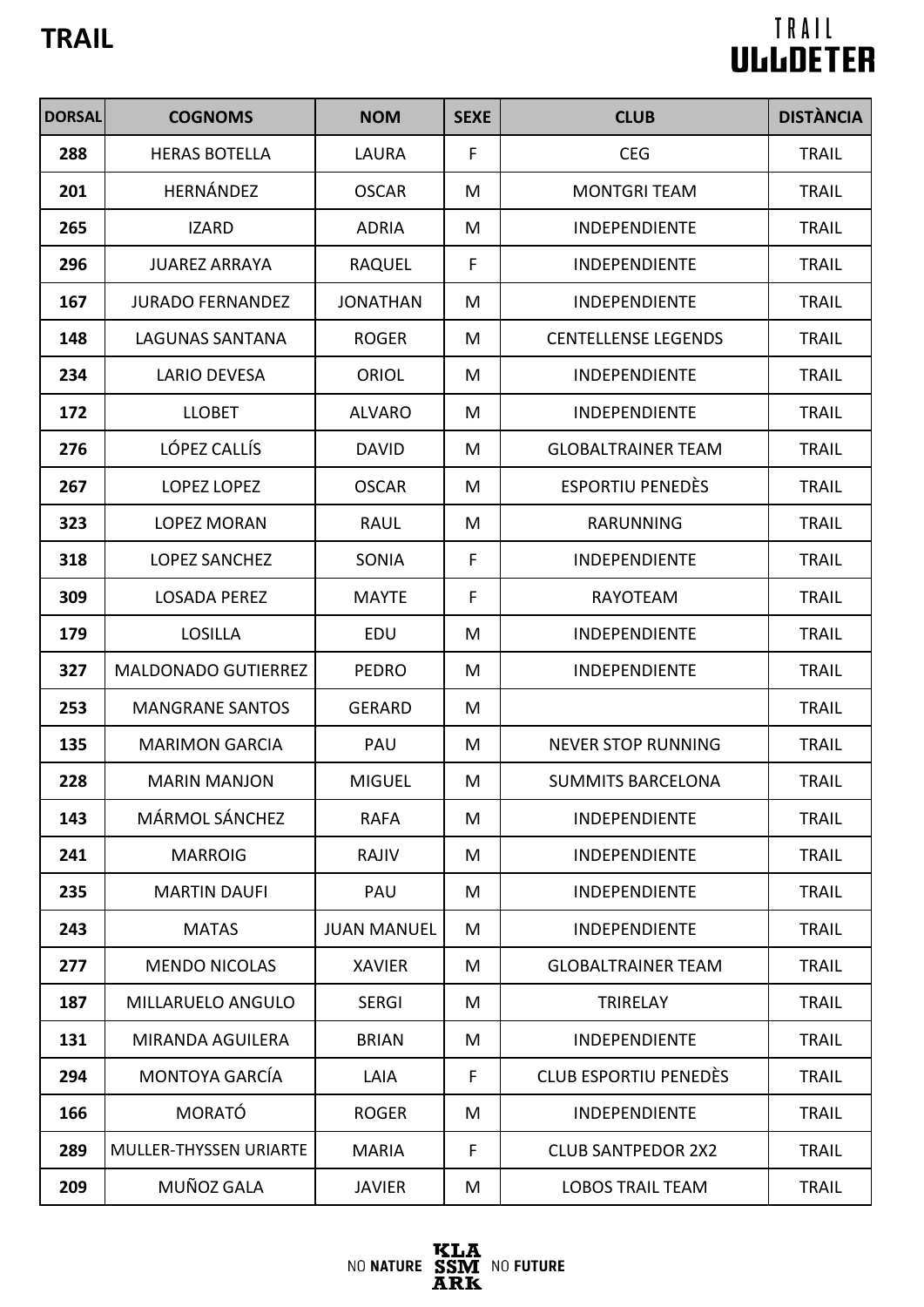# TRAIL

| DORSAL | COGNOMS | NOM | SEXE | CLUB | DISTÀNCIA |
|---|---|---|---|---|---|
| 288 | HERAS BOTELLA | LAURA | F | CEG | TRAIL |
| 201 | HERNÁNDEZ | OSCAR | M | MONTGRI TEAM | TRAIL |
| 265 | IZARD | ADRIA | M | INDEPENDIENTE | TRAIL |
| 296 | JUAREZ ARRAYA | RAQUEL | F | INDEPENDIENTE | TRAIL |
| 167 | JURADO FERNANDEZ | JONATHAN | M | INDEPENDIENTE | TRAIL |
| 148 | LAGUNAS SANTANA | ROGER | M | CENTELLENSE LEGENDS | TRAIL |
| 234 | LARIO DEVESA | ORIOL | M | INDEPENDIENTE | TRAIL |
| 172 | LLOBET | ALVARO | M | INDEPENDIENTE | TRAIL |
| 276 | LÓPEZ CALLÍS | DAVID | M | GLOBALTRAINER TEAM | TRAIL |
| 267 | LOPEZ LOPEZ | OSCAR | M | ESPORTIU PENEDÈS | TRAIL |
| 323 | LOPEZ MORAN | RAUL | M | RARUNNING | TRAIL |
| 318 | LOPEZ SANCHEZ | SONIA | F | INDEPENDIENTE | TRAIL |
| 309 | LOSADA PEREZ | MAYTE | F | RAYOTEAM | TRAIL |
| 179 | LOSILLA | EDU | M | INDEPENDIENTE | TRAIL |
| 327 | MALDONADO GUTIERREZ | PEDRO | M | INDEPENDIENTE | TRAIL |
| 253 | MANGRANE SANTOS | GERARD | M | | TRAIL |
| 135 | MARIMON GARCIA | PAU | M | NEVER STOP RUNNING | TRAIL |
| 228 | MARIN MANJON | MIGUEL | M | SUMMITS BARCELONA | TRAIL |
| 143 | MÁRMOL SÁNCHEZ | RAFA | M | INDEPENDIENTE | TRAIL |
| 241 | MARROIG | RAJIV | M | INDEPENDIENTE | TRAIL |
| 235 | MARTIN DAUFI | PAU | M | INDEPENDIENTE | TRAIL |
| 243 | MATAS | JUAN MANUEL | M | INDEPENDIENTE | TRAIL |
| 277 | MENDO NICOLAS | XAVIER | M | GLOBALTRAINER TEAM | TRAIL |
| 187 | MILLARUELO ANGULO | SERGI | M | TRIRELAY | TRAIL |
| 131 | MIRANDA AGUILERA | BRIAN | M | INDEPENDIENTE | TRAIL |
| 294 | MONTOYA GARCÍA | LAIA | F | CLUB ESPORTIU PENEDÈS | TRAIL |
| 166 | MORATÓ | ROGER | M | INDEPENDIENTE | TRAIL |
| 289 | MULLER-THYSSEN URIARTE | MARIA | F | CLUB SANTPEDOR 2X2 | TRAIL |
| 209 | MUÑOZ GALA | JAVIER | M | LOBOS TRAIL TEAM | TRAIL |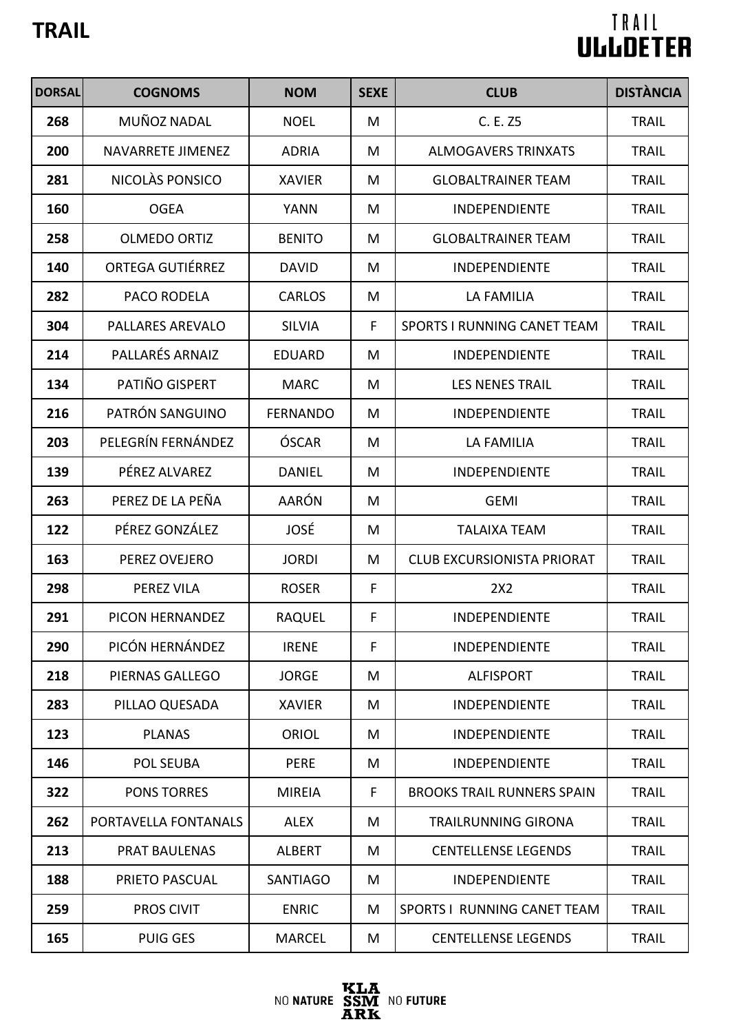# TRAIL

TRAIL ULLDETER

| DORSAL | COGNOMS | NOM | SEXE | CLUB | DISTÀNCIA |
|---|---|---|---|---|---|
| 268 | MUÑOZ NADAL | NOEL | M | C. E. Z5 | TRAIL |
| 200 | NAVARRETE JIMENEZ | ADRIA | M | ALMOGAVERS TRINXATS | TRAIL |
| 281 | NICOLÀS PONSICO | XAVIER | M | GLOBALTRAINER TEAM | TRAIL |
| 160 | OGEA | YANN | M | INDEPENDIENTE | TRAIL |
| 258 | OLMEDO ORTIZ | BENITO | M | GLOBALTRAINER TEAM | TRAIL |
| 140 | ORTEGA GUTIÉRREZ | DAVID | M | INDEPENDIENTE | TRAIL |
| 282 | PACO RODELA | CARLOS | M | LA FAMILIA | TRAIL |
| 304 | PALLARES AREVALO | SILVIA | F | SPORTS I RUNNING CANET TEAM | TRAIL |
| 214 | PALLARÉS ARNAIZ | EDUARD | M | INDEPENDIENTE | TRAIL |
| 134 | PATIÑO GISPERT | MARC | M | LES NENES TRAIL | TRAIL |
| 216 | PATRÓN SANGUINO | FERNANDO | M | INDEPENDIENTE | TRAIL |
| 203 | PELEGRÍN FERNÁNDEZ | ÓSCAR | M | LA FAMILIA | TRAIL |
| 139 | PÉREZ ALVAREZ | DANIEL | M | INDEPENDIENTE | TRAIL |
| 263 | PEREZ DE LA PEÑA | AARÓN | M | GEMI | TRAIL |
| 122 | PÉREZ GONZÁLEZ | JOSÉ | M | TALAIXA TEAM | TRAIL |
| 163 | PEREZ OVEJERO | JORDI | M | CLUB EXCURSIONISTA PRIORAT | TRAIL |
| 298 | PEREZ VILA | ROSER | F | 2X2 | TRAIL |
| 291 | PICON HERNANDEZ | RAQUEL | F | INDEPENDIENTE | TRAIL |
| 290 | PICÓN HERNÁNDEZ | IRENE | F | INDEPENDIENTE | TRAIL |
| 218 | PIERNAS GALLEGO | JORGE | M | ALFISPORT | TRAIL |
| 283 | PILLAO QUESADA | XAVIER | M | INDEPENDIENTE | TRAIL |
| 123 | PLANAS | ORIOL | M | INDEPENDIENTE | TRAIL |
| 146 | POL SEUBA | PERE | M | INDEPENDIENTE | TRAIL |
| 322 | PONS TORRES | MIREIA | F | BROOKS TRAIL RUNNERS SPAIN | TRAIL |
| 262 | PORTAVELLA FONTANALS | ALEX | M | TRAILRUNNING GIRONA | TRAIL |
| 213 | PRAT BAULENAS | ALBERT | M | CENTELLENSE LEGENDS | TRAIL |
| 188 | PRIETO PASCUAL | SANTIAGO | M | INDEPENDIENTE | TRAIL |
| 259 | PROS CIVIT | ENRIC | M | SPORTS I RUNNING CANET TEAM | TRAIL |
| 165 | PUIG GES | MARCEL | M | CENTELLENSE LEGENDS | TRAIL |

NO NATURE KLASSMARK NO FUTURE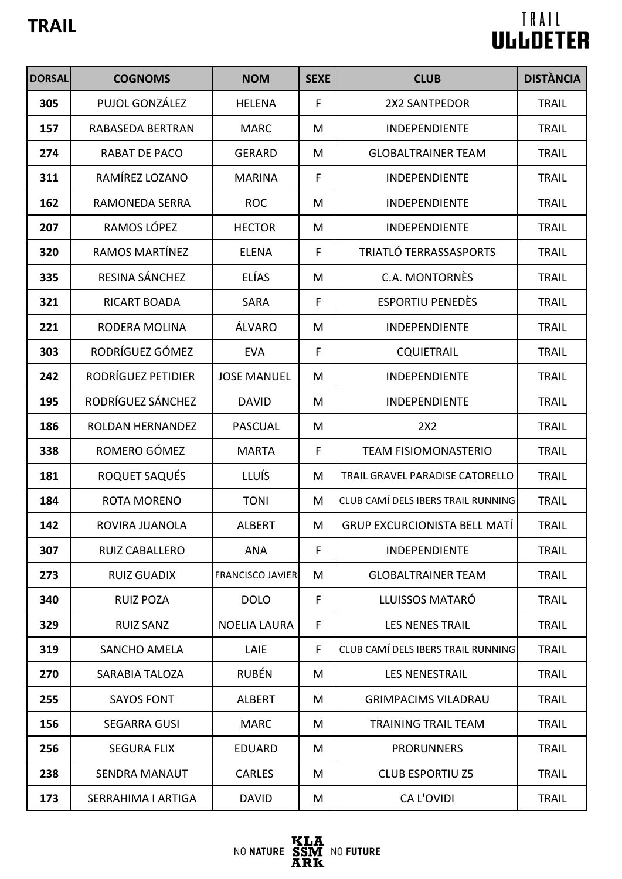# TRAIL

| DORSAL | COGNOMS | NOM | SEXE | CLUB | DISTÀNCIA |
|---|---|---|---|---|---|
| 305 | PUJOL GONZÁLEZ | HELENA | F | 2X2 SANTPEDOR | TRAIL |
| 157 | RABASEDA BERTRAN | MARC | M | INDEPENDIENTE | TRAIL |
| 274 | RABAT DE PACO | GERARD | M | GLOBALTRAINER TEAM | TRAIL |
| 311 | RAMÍREZ LOZANO | MARINA | F | INDEPENDIENTE | TRAIL |
| 162 | RAMONEDA SERRA | ROC | M | INDEPENDIENTE | TRAIL |
| 207 | RAMOS LÓPEZ | HECTOR | M | INDEPENDIENTE | TRAIL |
| 320 | RAMOS MARTÍNEZ | ELENA | F | TRIATLÓ TERRASSASPORTS | TRAIL |
| 335 | RESINA SÁNCHEZ | ELÍAS | M | C.A. MONTORNÈS | TRAIL |
| 321 | RICART BOADA | SARA | F | ESPORTIU PENEDÈS | TRAIL |
| 221 | RODERA MOLINA | ÁLVARO | M | INDEPENDIENTE | TRAIL |
| 303 | RODRÍGUEZ GÓMEZ | EVA | F | CQUIETRAIL | TRAIL |
| 242 | RODRÍGUEZ PETIDIER | JOSE MANUEL | M | INDEPENDIENTE | TRAIL |
| 195 | RODRÍGUEZ SÁNCHEZ | DAVID | M | INDEPENDIENTE | TRAIL |
| 186 | ROLDAN HERNANDEZ | PASCUAL | M | 2X2 | TRAIL |
| 338 | ROMERO GÓMEZ | MARTA | F | TEAM FISIOMONASTERIO | TRAIL |
| 181 | ROQUET SAQUÉS | LLUÍS | M | TRAIL GRAVEL PARADISE CATORELLO | TRAIL |
| 184 | ROTA MORENO | TONI | M | CLUB CAMÍ DELS IBERS TRAIL RUNNING | TRAIL |
| 142 | ROVIRA JUANOLA | ALBERT | M | GRUP EXCURCIONISTA BELL MATÍ | TRAIL |
| 307 | RUIZ CABALLERO | ANA | F | INDEPENDIENTE | TRAIL |
| 273 | RUIZ GUADIX | FRANCISCO JAVIER | M | GLOBALTRAINER TEAM | TRAIL |
| 340 | RUIZ POZA | DOLO | F | LLUISSOS MATARÓ | TRAIL |
| 329 | RUIZ SANZ | NOELIA LAURA | F | LES NENES TRAIL | TRAIL |
| 319 | SANCHO AMELA | LAIE | F | CLUB CAMÍ DELS IBERS TRAIL RUNNING | TRAIL |
| 270 | SARABIA TALOZA | RUBÉN | M | LES NENESTRAIL | TRAIL |
| 255 | SAYOS FONT | ALBERT | M | GRIMPACIMS VILADRAU | TRAIL |
| 156 | SEGARRA GUSI | MARC | M | TRAINING TRAIL TEAM | TRAIL |
| 256 | SEGURA FLIX | EDUARD | M | PRORUNNERS | TRAIL |
| 238 | SENDRA MANAUT | CARLES | M | CLUB ESPORTIU Z5 | TRAIL |
| 173 | SERRAHIMA I ARTIGA | DAVID | M | CA L'OVIDI | TRAIL |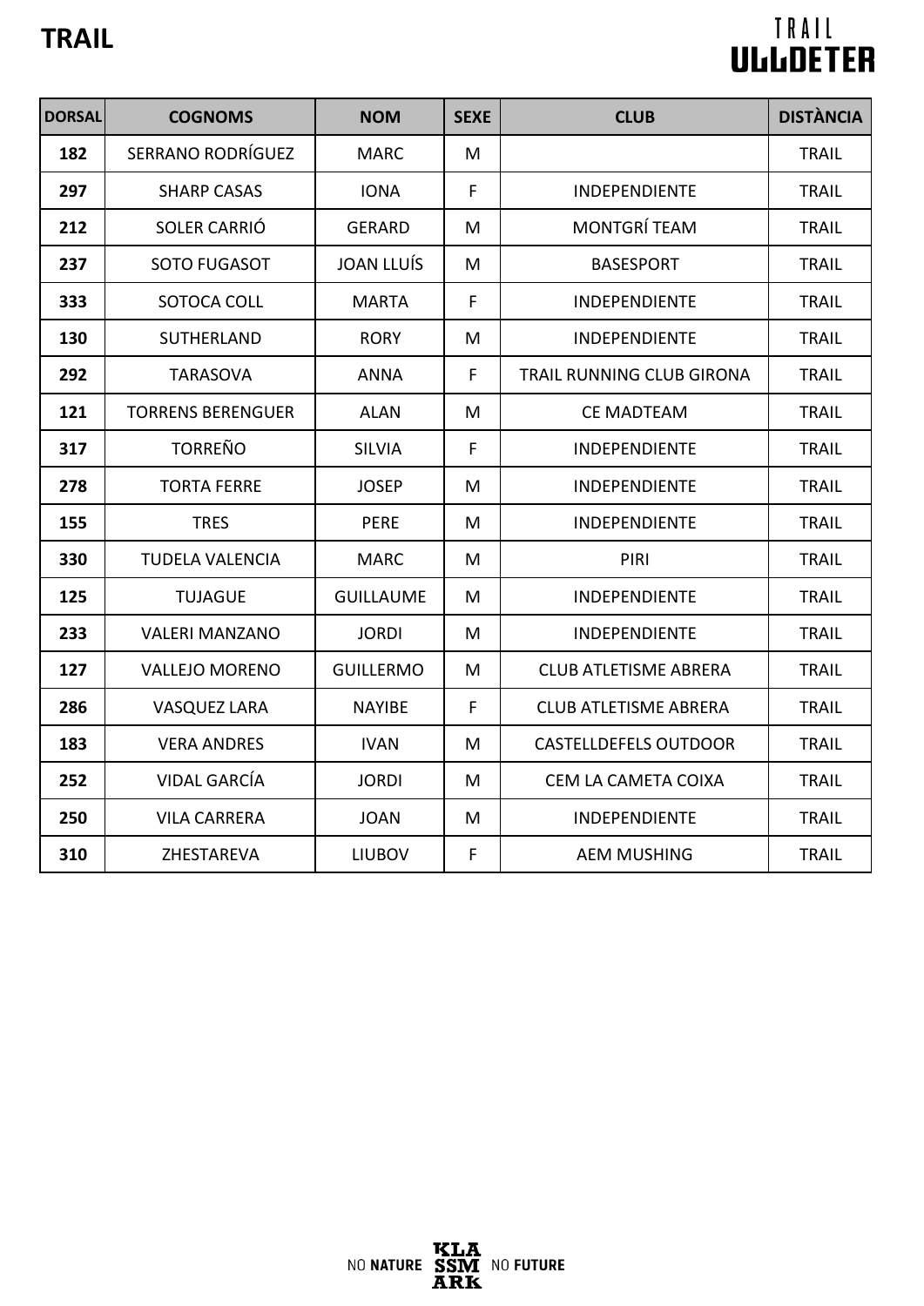# TRAIL

| DORSAL | COGNOMS | NOM | SEXE | CLUB | DISTÀNCIA |
|---|---|---|---|---|---|
| 182 | SERRANO RODRÍGUEZ | MARC | M | | TRAIL |
| 297 | SHARP CASAS | IONA | F | INDEPENDIENTE | TRAIL |
| 212 | SOLER CARRIÓ | GERARD | M | MONTGRÍ TEAM | TRAIL |
| 237 | SOTO FUGASOT | JOAN LLUÍS | M | BASESPORT | TRAIL |
| 333 | SOTOCA COLL | MARTA | F | INDEPENDIENTE | TRAIL |
| 130 | SUTHERLAND | RORY | M | INDEPENDIENTE | TRAIL |
| 292 | TARASOVA | ANNA | F | TRAIL RUNNING CLUB GIRONA | TRAIL |
| 121 | TORRENS BERENGUER | ALAN | M | CE MADTEAM | TRAIL |
| 317 | TORREÑO | SILVIA | F | INDEPENDIENTE | TRAIL |
| 278 | TORTA FERRE | JOSEP | M | INDEPENDIENTE | TRAIL |
| 155 | TRES | PERE | M | INDEPENDIENTE | TRAIL |
| 330 | TUDELA VALENCIA | MARC | M | PIRI | TRAIL |
| 125 | TUJAGUE | GUILLAUME | M | INDEPENDIENTE | TRAIL |
| 233 | VALERI MANZANO | JORDI | M | INDEPENDIENTE | TRAIL |
| 127 | VALLEJO MORENO | GUILLERMO | M | CLUB ATLETISME ABRERA | TRAIL |
| 286 | VASQUEZ LARA | NAYIBE | F | CLUB ATLETISME ABRERA | TRAIL |
| 183 | VERA ANDRES | IVAN | M | CASTELLDEFELS OUTDOOR | TRAIL |
| 252 | VIDAL GARCÍA | JORDI | M | CEM LA CAMETA COIXA | TRAIL |
| 250 | VILA CARRERA | JOAN | M | INDEPENDIENTE | TRAIL |
| 310 | ZHESTAREVA | LIUBOV | F | AEM MUSHING | TRAIL |